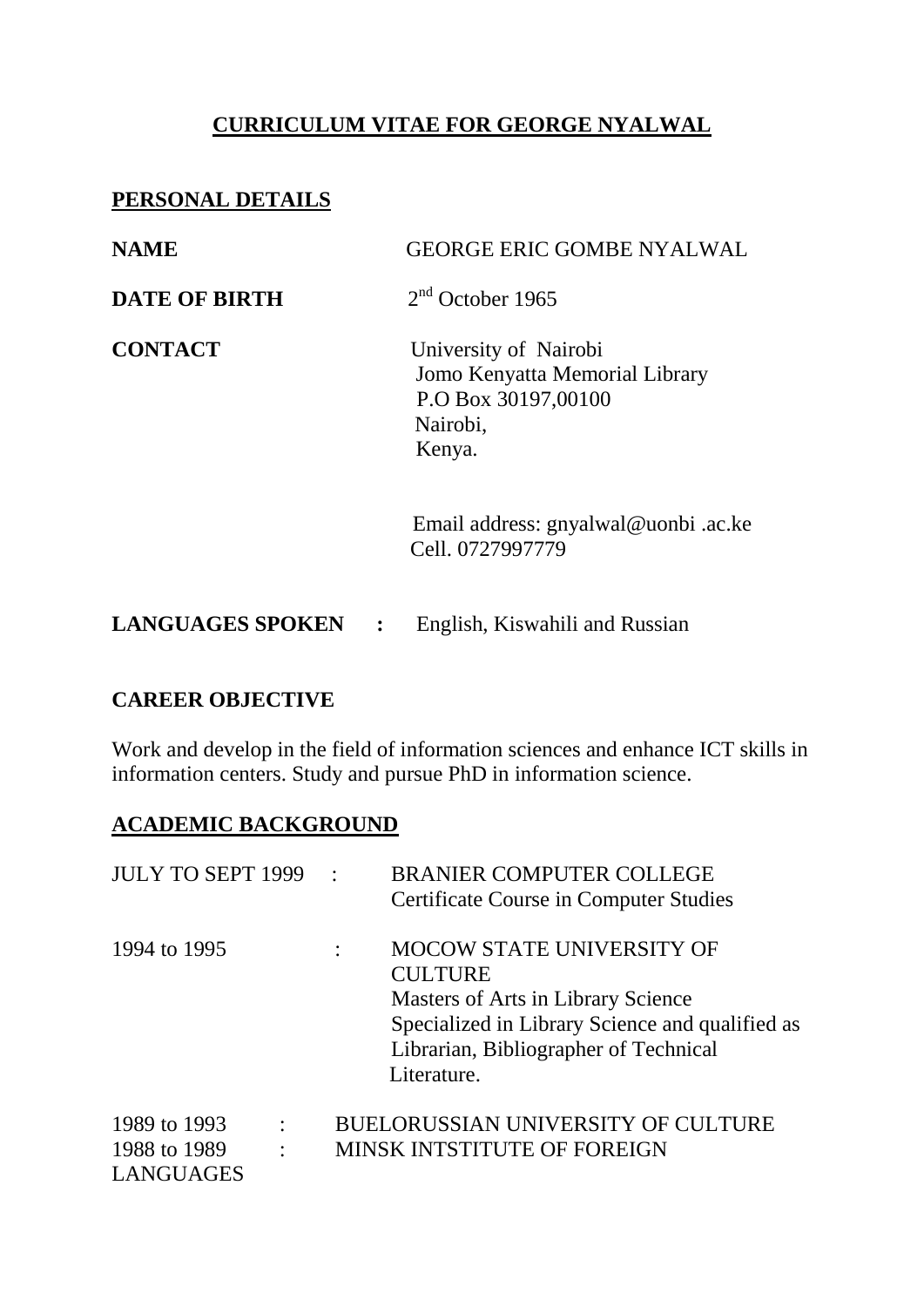# CURRICULUM VITAE FOR GEORGE NYALWAL

## PERSONAL DETAILS

**NAME** GEORGE ERIC GOMBE NYALWAL

**DATE OF BIRTH** 2nd October 1965

**CONTACT** University of Nairobi
Jomo Kenyatta Memorial Library
P.O Box 30197,00100
Nairobi,
Kenya.

Email address: gnyalwal@uonbi .ac.ke
Cell. 0727997779

**LANGUAGES SPOKEN :** English, Kiswahili and Russian

### CAREER OBJECTIVE

Work and develop in the field of information sciences and enhance ICT skills in information centers. Study and pursue PhD in information science.

## ACADEMIC BACKGROUND

JULY TO SEPT 1999 : BRANIER COMPUTER COLLEGE
Certificate Course in Computer Studies

1994 to 1995 : MOCOW STATE UNIVERSITY OF CULTURE
Masters of Arts in Library Science
Specialized in Library Science and qualified as Librarian, Bibliographer of Technical Literature.

1989 to 1993 : BUELORUSSIAN UNIVERSITY OF CULTURE
1988 to 1989 : MINSK INTSTITUTE OF FOREIGN LANGUAGES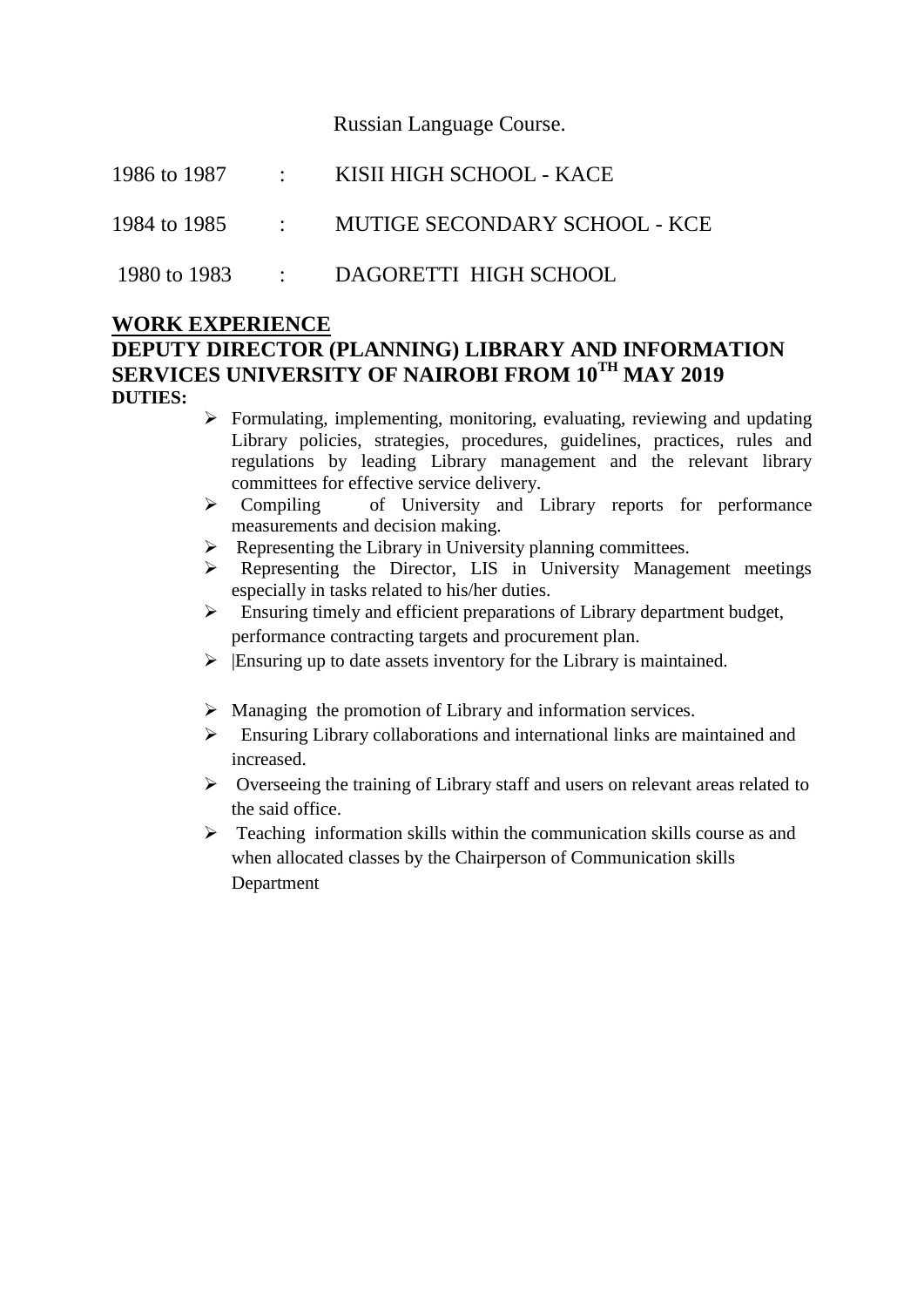Russian Language Course.

| | | |
|---|---|---|
| 1986 to 1987 | : | KISII HIGH SCHOOL - KACE |
| 1984 to 1985 | : | MUTIGE SECONDARY SCHOOL - KCE |
| 1980 to 1983 | : | DAGORETTI HIGH SCHOOL |

## WORK EXPERIENCE

### DEPUTY DIRECTOR (PLANNING) LIBRARY AND INFORMATION SERVICES UNIVERSITY OF NAIROBI FROM 10TH MAY 2019

**DUTIES:**

- Formulating, implementing, monitoring, evaluating, reviewing and updating Library policies, strategies, procedures, guidelines, practices, rules and regulations by leading Library management and the relevant library committees for effective service delivery.
- Compiling of University and Library reports for performance measurements and decision making.
- Representing the Library in University planning committees.
- Representing the Director, LIS in University Management meetings especially in tasks related to his/her duties.
- Ensuring timely and efficient preparations of Library department budget, performance contracting targets and procurement plan.
- |Ensuring up to date assets inventory for the Library is maintained.
- Managing the promotion of Library and information services.
- Ensuring Library collaborations and international links are maintained and increased.
- Overseeing the training of Library staff and users on relevant areas related to the said office.
- Teaching information skills within the communication skills course as and when allocated classes by the Chairperson of Communication skills Department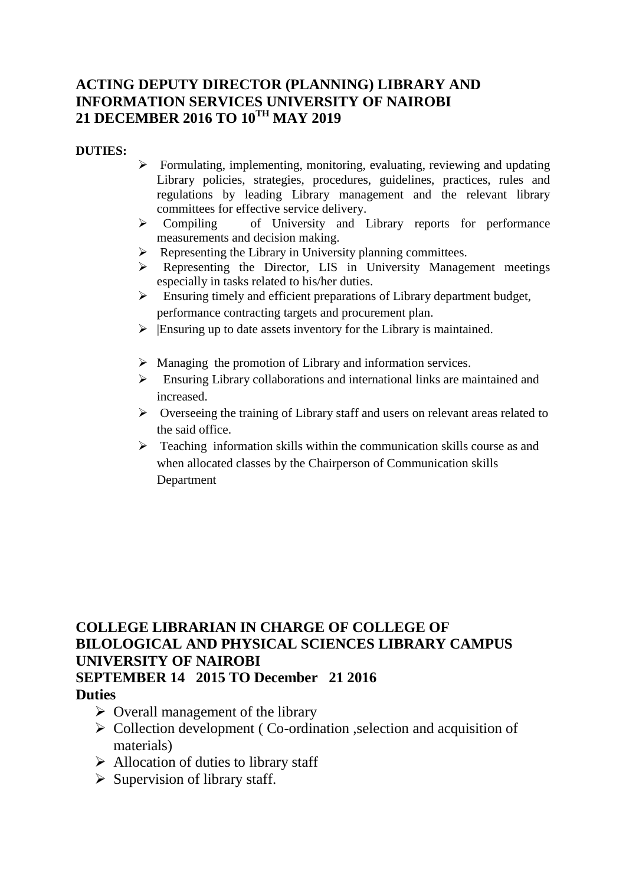## ACTING DEPUTY DIRECTOR (PLANNING) LIBRARY AND INFORMATION SERVICES UNIVERSITY OF NAIROBI 21 DECEMBER 2016 TO 10TH MAY 2019

**DUTIES:**

- Formulating, implementing, monitoring, evaluating, reviewing and updating Library policies, strategies, procedures, guidelines, practices, rules and regulations by leading Library management and the relevant library committees for effective service delivery.
- Compiling of University and Library reports for performance measurements and decision making.
- Representing the Library in University planning committees.
- Representing the Director, LIS in University Management meetings especially in tasks related to his/her duties.
- Ensuring timely and efficient preparations of Library department budget, performance contracting targets and procurement plan.
- |Ensuring up to date assets inventory for the Library is maintained.
- Managing the promotion of Library and information services.
- Ensuring Library collaborations and international links are maintained and increased.
- Overseeing the training of Library staff and users on relevant areas related to the said office.
- Teaching information skills within the communication skills course as and when allocated classes by the Chairperson of Communication skills Department

## COLLEGE LIBRARIAN IN CHARGE OF COLLEGE OF BILOLOGICAL AND PHYSICAL SCIENCES LIBRARY CAMPUS UNIVERSITY OF NAIROBI SEPTEMBER 14 2015 TO December 21 2016

**Duties**

- Overall management of the library
- Collection development ( Co-ordination ,selection and acquisition of materials)
- Allocation of duties to library staff
- Supervision of library staff.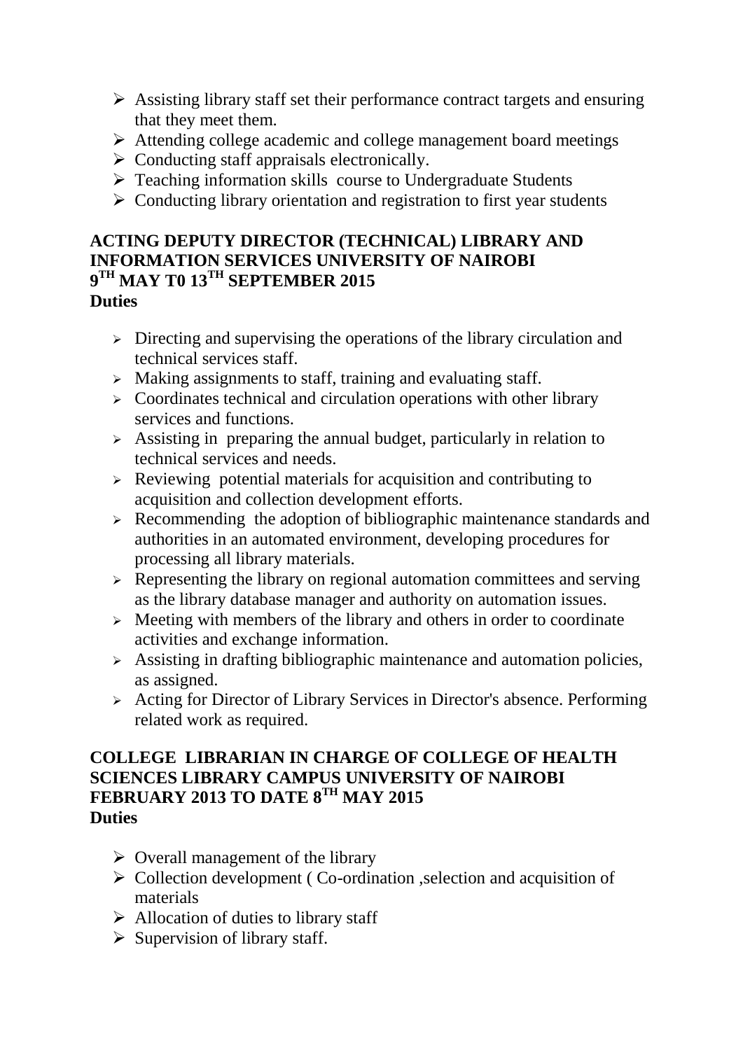- Assisting library staff set their performance contract targets and ensuring that they meet them.
- Attending college academic and college management board meetings
- Conducting staff appraisals electronically.
- Teaching information skills course to Undergraduate Students
- Conducting library orientation and registration to first year students

**ACTING DEPUTY DIRECTOR (TECHNICAL) LIBRARY AND INFORMATION SERVICES UNIVERSITY OF NAIROBI**
**9TH MAY T0 13TH SEPTEMBER 2015**
**Duties**

- Directing and supervising the operations of the library circulation and technical services staff.
- Making assignments to staff, training and evaluating staff.
- Coordinates technical and circulation operations with other library services and functions.
- Assisting in preparing the annual budget, particularly in relation to technical services and needs.
- Reviewing potential materials for acquisition and contributing to acquisition and collection development efforts.
- Recommending the adoption of bibliographic maintenance standards and authorities in an automated environment, developing procedures for processing all library materials.
- Representing the library on regional automation committees and serving as the library database manager and authority on automation issues.
- Meeting with members of the library and others in order to coordinate activities and exchange information.
- Assisting in drafting bibliographic maintenance and automation policies, as assigned.
- Acting for Director of Library Services in Director's absence. Performing related work as required.

**COLLEGE LIBRARIAN IN CHARGE OF COLLEGE OF HEALTH SCIENCES LIBRARY CAMPUS UNIVERSITY OF NAIROBI**
**FEBRUARY 2013 TO DATE 8TH MAY 2015**
**Duties**

- Overall management of the library
- Collection development ( Co-ordination ,selection and acquisition of materials
- Allocation of duties to library staff
- Supervision of library staff.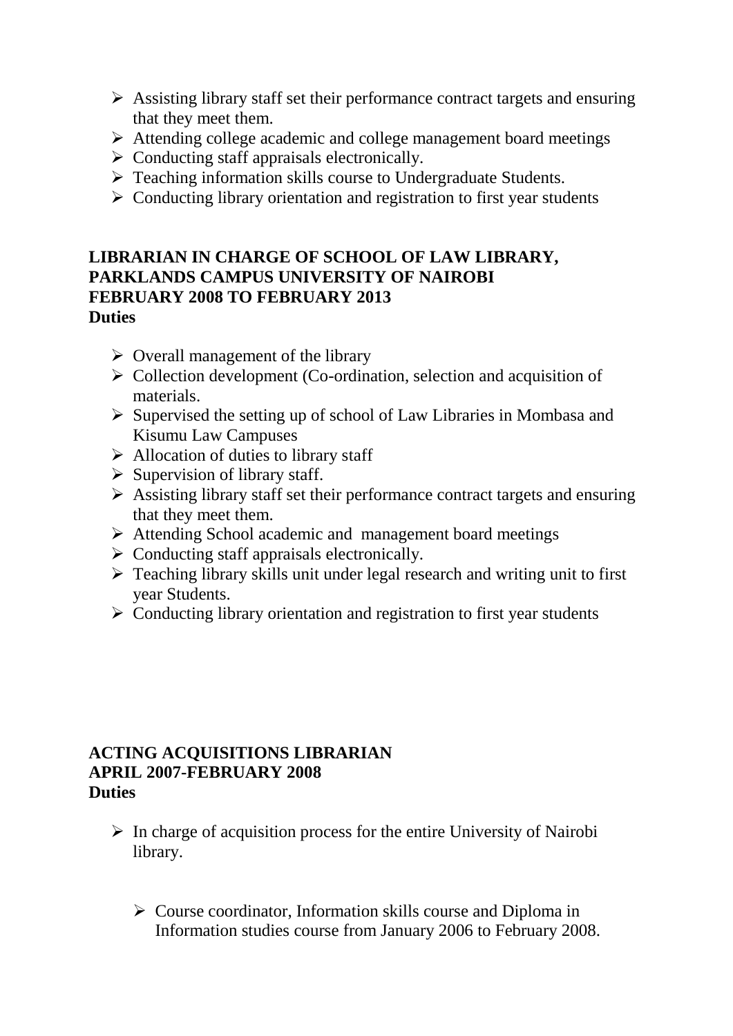- Assisting library staff set their performance contract targets and ensuring that they meet them.
- Attending college academic and college management board meetings
- Conducting staff appraisals electronically.
- Teaching information skills course to Undergraduate Students.
- Conducting library orientation and registration to first year students

**LIBRARIAN IN CHARGE OF SCHOOL OF LAW LIBRARY, PARKLANDS CAMPUS UNIVERSITY OF NAIROBI**
**FEBRUARY 2008 TO FEBRUARY 2013**
**Duties**

- Overall management of the library
- Collection development (Co-ordination, selection and acquisition of materials.
- Supervised the setting up of school of Law Libraries in Mombasa and Kisumu Law Campuses
- Allocation of duties to library staff
- Supervision of library staff.
- Assisting library staff set their performance contract targets and ensuring that they meet them.
- Attending School academic and management board meetings
- Conducting staff appraisals electronically.
- Teaching library skills unit under legal research and writing unit to first year Students.
- Conducting library orientation and registration to first year students

**ACTING ACQUISITIONS LIBRARIAN**
**APRIL 2007-FEBRUARY 2008**
**Duties**

- In charge of acquisition process for the entire University of Nairobi library.

  - Course coordinator, Information skills course and Diploma in Information studies course from January 2006 to February 2008.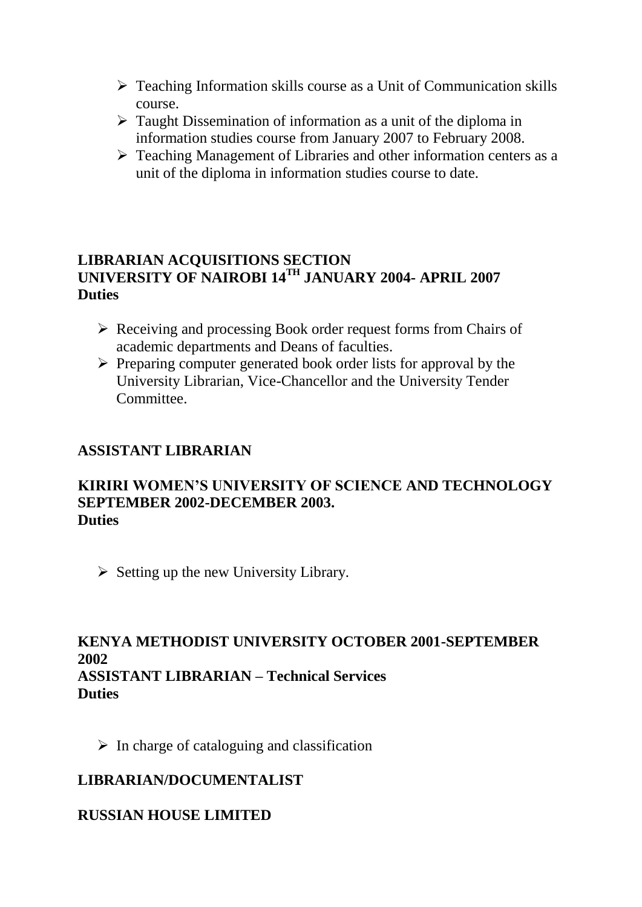- Teaching Information skills course as a Unit of Communication skills course.
- Taught Dissemination of information as a unit of the diploma in information studies course from January 2007 to February 2008.
- Teaching Management of Libraries and other information centers as a unit of the diploma in information studies course to date.

**LIBRARIAN ACQUISITIONS SECTION**
**UNIVERSITY OF NAIROBI 14TH JANUARY 2004- APRIL 2007**
**Duties**

- Receiving and processing Book order request forms from Chairs of academic departments and Deans of faculties.
- Preparing computer generated book order lists for approval by the University Librarian, Vice-Chancellor and the University Tender Committee.

**ASSISTANT LIBRARIAN**

**KIRIRI WOMEN'S UNIVERSITY OF SCIENCE AND TECHNOLOGY SEPTEMBER 2002-DECEMBER 2003.**
**Duties**

- Setting up the new University Library.

**KENYA METHODIST UNIVERSITY OCTOBER 2001-SEPTEMBER 2002**
**ASSISTANT LIBRARIAN – Technical Services**
**Duties**

- In charge of cataloguing and classification

**LIBRARIAN/DOCUMENTALIST**

**RUSSIAN HOUSE LIMITED**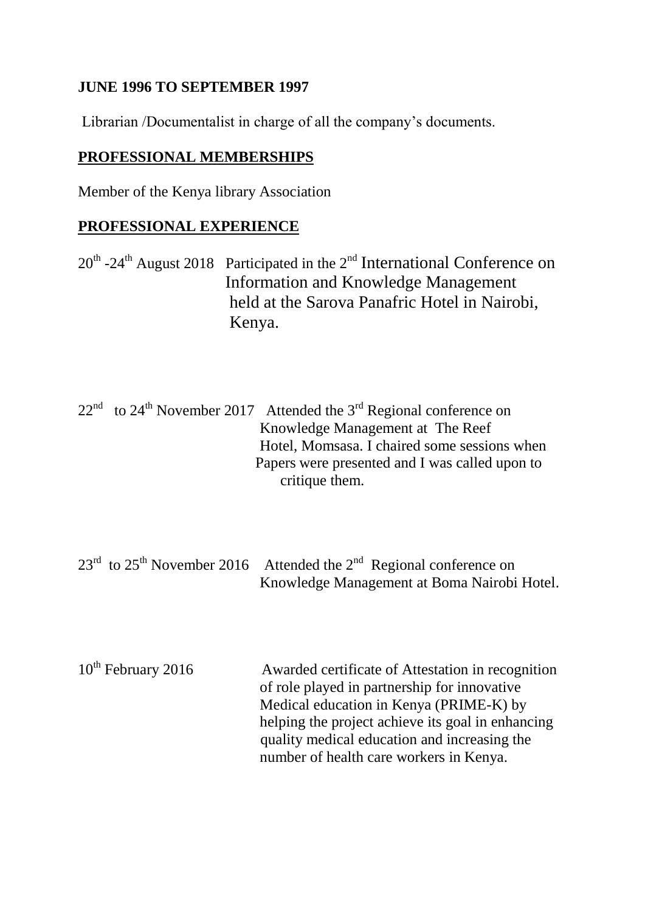**JUNE 1996 TO SEPTEMBER 1997**

Librarian /Documentalist in charge of all the company's documents.

## PROFESSIONAL MEMBERSHIPS

Member of the Kenya library Association

## PROFESSIONAL EXPERIENCE

20th -24th August 2018 Participated in the 2nd International Conference on Information and Knowledge Management held at the Sarova Panafric Hotel in Nairobi, Kenya.

22nd to 24th November 2017 Attended the 3rd Regional conference on Knowledge Management at The Reef Hotel, Momsasa. I chaired some sessions when Papers were presented and I was called upon to critique them.

23rd to 25th November 2016 Attended the 2nd Regional conference on Knowledge Management at Boma Nairobi Hotel.

10th February 2016 Awarded certificate of Attestation in recognition of role played in partnership for innovative Medical education in Kenya (PRIME-K) by helping the project achieve its goal in enhancing quality medical education and increasing the number of health care workers in Kenya.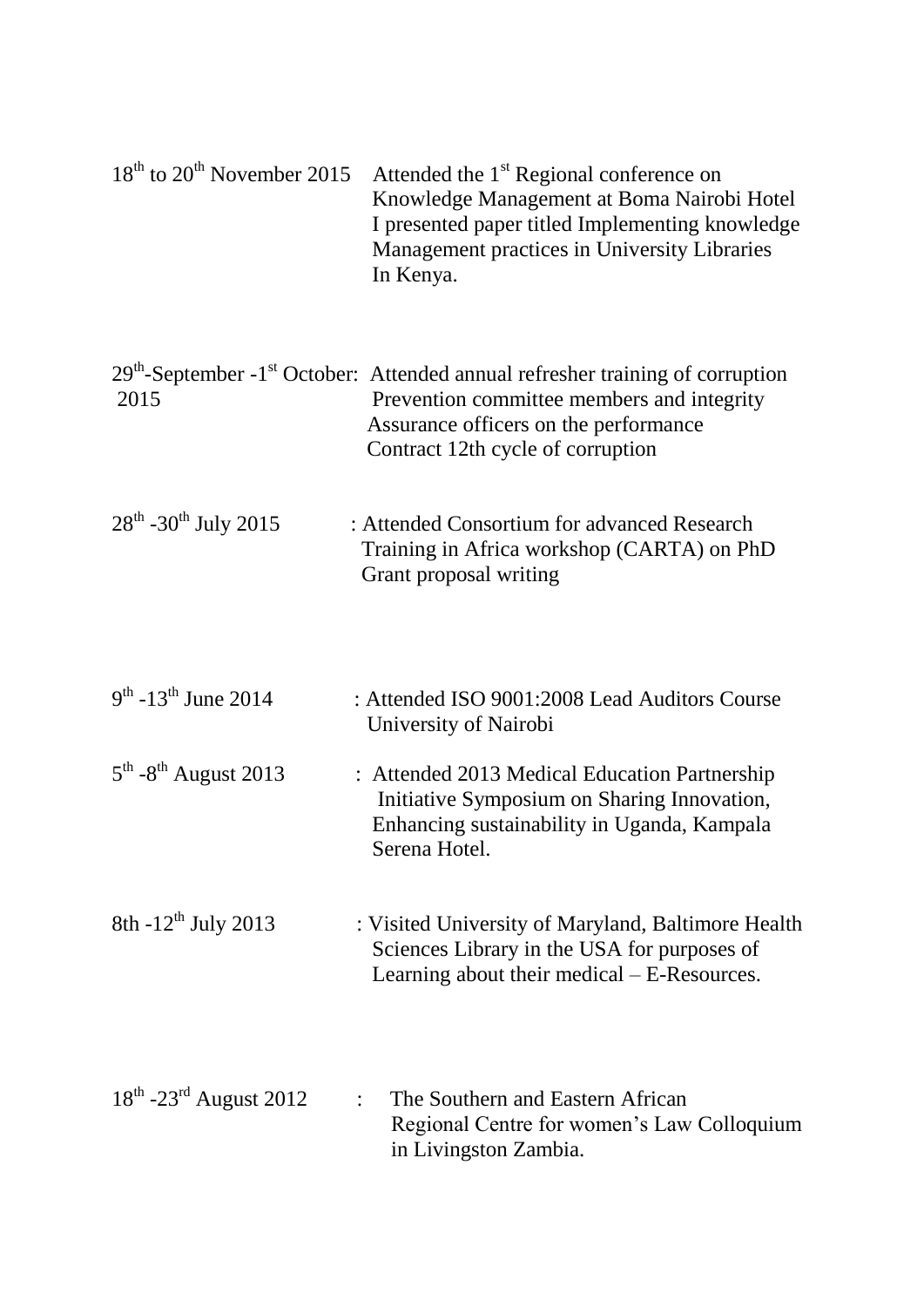| | |
|---|---|
| 18th to 20th November 2015 | Attended the 1st Regional conference on Knowledge Management at Boma Nairobi Hotel I presented paper titled Implementing knowledge Management practices in University Libraries In Kenya. |
| 29th-September -1st October: 2015 | Attended annual refresher training of corruption Prevention committee members and integrity Assurance officers on the performance Contract 12th cycle of corruption |
| 28th -30th July 2015 | : Attended Consortium for advanced Research Training in Africa workshop (CARTA) on PhD Grant proposal writing |
| 9th -13th June 2014 | : Attended ISO 9001:2008 Lead Auditors Course University of Nairobi |
| 5th -8th August 2013 | : Attended 2013 Medical Education Partnership Initiative Symposium on Sharing Innovation, Enhancing sustainability in Uganda, Kampala Serena Hotel. |
| 8th -12th July 2013 | : Visited University of Maryland, Baltimore Health Sciences Library in the USA for purposes of Learning about their medical – E-Resources. |
| 18th -23rd August 2012 | : The Southern and Eastern African Regional Centre for women's Law Colloquium in Livingston Zambia. |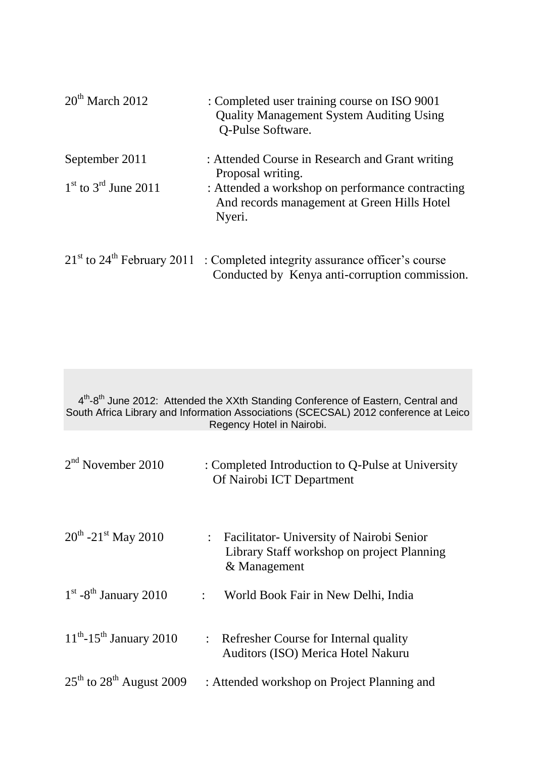| | |
|---|---|
| 20th March 2012 | : Completed user training course on ISO 9001 Quality Management System Auditing Using Q-Pulse Software. |
| September 2011 | : Attended Course in Research and Grant writing Proposal writing. |
| 1st to 3rd June 2011 | : Attended a workshop on performance contracting And records management at Green Hills Hotel Nyeri. |
| 21st to 24th February 2011 | : Completed integrity assurance officer's course Conducted by Kenya anti-corruption commission. |

4th-8th June 2012: Attended the XXth Standing Conference of Eastern, Central and South Africa Library and Information Associations (SCECSAL) 2012 conference at Leico Regency Hotel in Nairobi.

| | |
|---|---|
| 2nd November 2010 | : Completed Introduction to Q-Pulse at University Of Nairobi ICT Department |
| 20th -21st May 2010 | : Facilitator- University of Nairobi Senior Library Staff workshop on project Planning & Management |
| 1st -8th January 2010 | : World Book Fair in New Delhi, India |
| 11th-15th January 2010 | : Refresher Course for Internal quality Auditors (ISO) Merica Hotel Nakuru |
| 25th to 28th August 2009 | : Attended workshop on Project Planning and |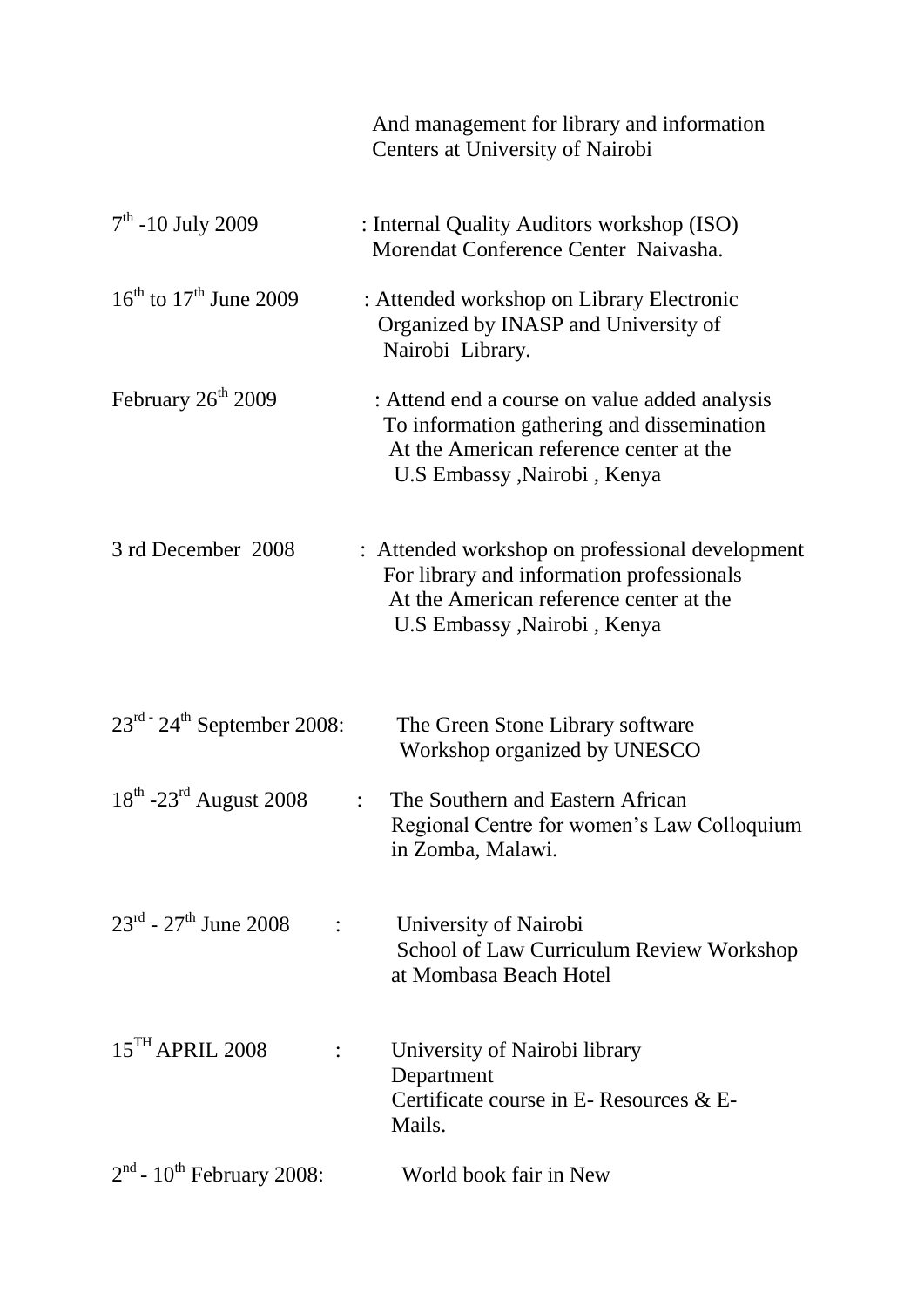And management for library and information Centers at University of Nobi

$7^{th}$ -10 July 2009 : Internal Quality Auditors workshop (ISO) Morendat Conference Center Naivasha.

$16^{th}$ to $17^{th}$ June 2009 : Attended workshop on Library Electronic Organized by INASP and University of Nairobi Library.

February $26^{th}$ 2009 : Attend end a course on value added analysis To information gathering and dissemination At the American reference center at the U.S Embassy ,Nairobi , Kenya

3 rd December 2008 : Attended workshop on professional development For library and information professionals At the American reference center at the U.S Embassy ,Nairobi , Kenya

$23^{rd}$ - $24^{th}$ September 2008: The Green Stone Library software Workshop organized by UNESCO

$18^{th}$ -$23^{rd}$ August 2008 : The Southern and Eastern African Regional Centre for women's Law Colloquium in Zomba, Malawi.

$23^{rd}$ - $27^{th}$ June 2008 : University of Nairobi School of Law Curriculum Review Workshop at Mombasa Beach Hotel

$15^{TH}$ APRIL 2008 : University of Nairobi library Department Certificate course in E- Resources & E-Mails.

$2^{nd}$ - $10^{th}$ February 2008: World book fair in New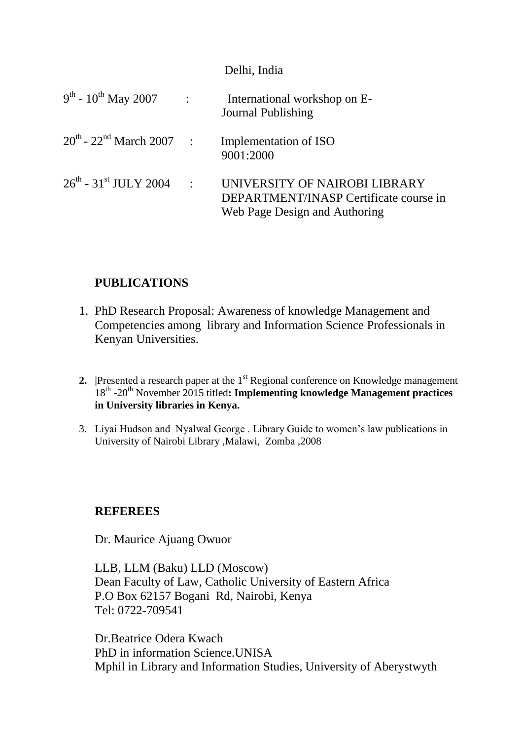Delhi, India

| | | |
|---|---|---|
| $9^{th}$ - $10^{th}$ May 2007 | : | International workshop on E-Journal Publishing |
| $20^{th}$ - $22^{nd}$ March 2007 | : | Implementation of ISO 9001:2000 |
| $26^{th}$ - $31^{st}$ JULY 2004 | : | UNIVERSITY OF NAIROBI LIBRARY DEPARTMENT/INASP Certificate course in Web Page Design and Authoring |

## PUBLICATIONS

1. PhD Research Proposal: Awareness of knowledge Management and Competencies among library and Information Science Professionals in Kenyan Universities.

2. |Presented a research paper at the $1^{st}$ Regional conference on Knowledge management $18^{th}$ -$20^{th}$ November 2015 titled**: Implementing knowledge Management practices in University libraries in Kenya.**

3. Liyai Hudson and Nyalwal George . Library Guide to women's law publications in University of Nairobi Library ,Malawi, Zomba ,2008

## REFEREES

Dr. Maurice Ajuang Owuor

LLB, LLM (Baku) LLD (Moscow)
Dean Faculty of Law, Catholic University of Eastern Africa
P.O Box 62157 Bogani Rd, Nairobi, Kenya
Tel: 0722-709541

Dr.Beatrice Odera Kwach
PhD in information Science.UNISA
Mphil in Library and Information Studies, University of Aberystwyth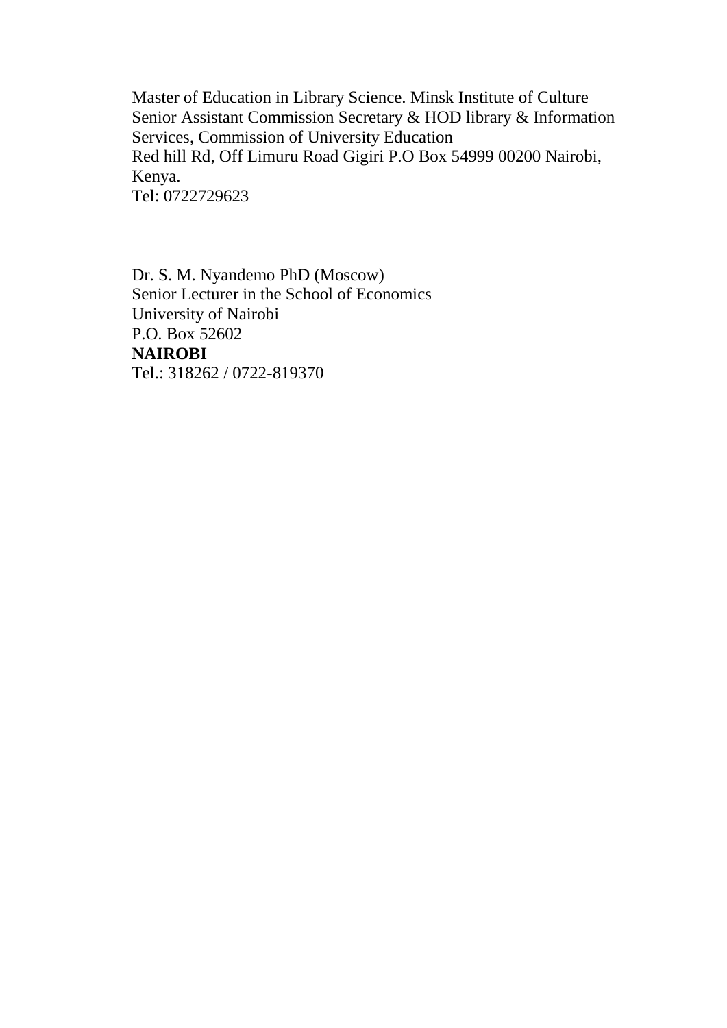Master of Education in Library Science. Minsk Institute of Culture
Senior Assistant Commission Secretary & HOD library & Information Services, Commission of University Education
Red hill Rd, Off Limuru Road Gigiri P.O Box 54999 00200 Nairobi, Kenya.
Tel: 0722729623

Dr. S. M. Nyandemo PhD (Moscow)
Senior Lecturer in the School of Economics
University of Nairobi
P.O. Box 52602
**NAIROBI**
Tel.: 318262 / 0722-819370